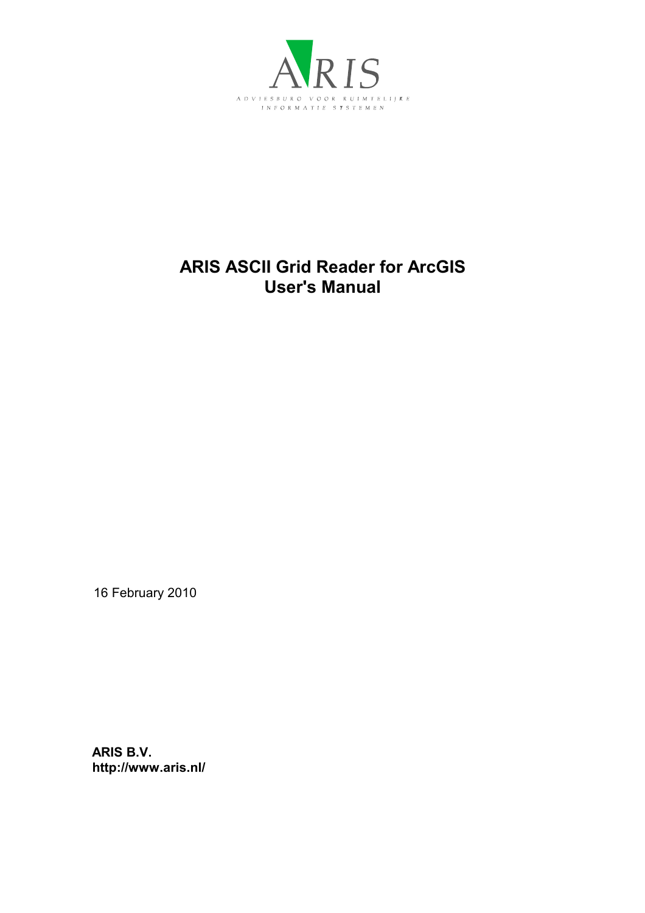ARIS

ADVIESBURO VOOR RUIMTELIJKE INFORMATIE SYSTEMEN

# ARIS ASCII Grid Reader for ArcGIS User's Manual

16 February 2010

**ARIS B.V.**
**http://www.aris.nl/**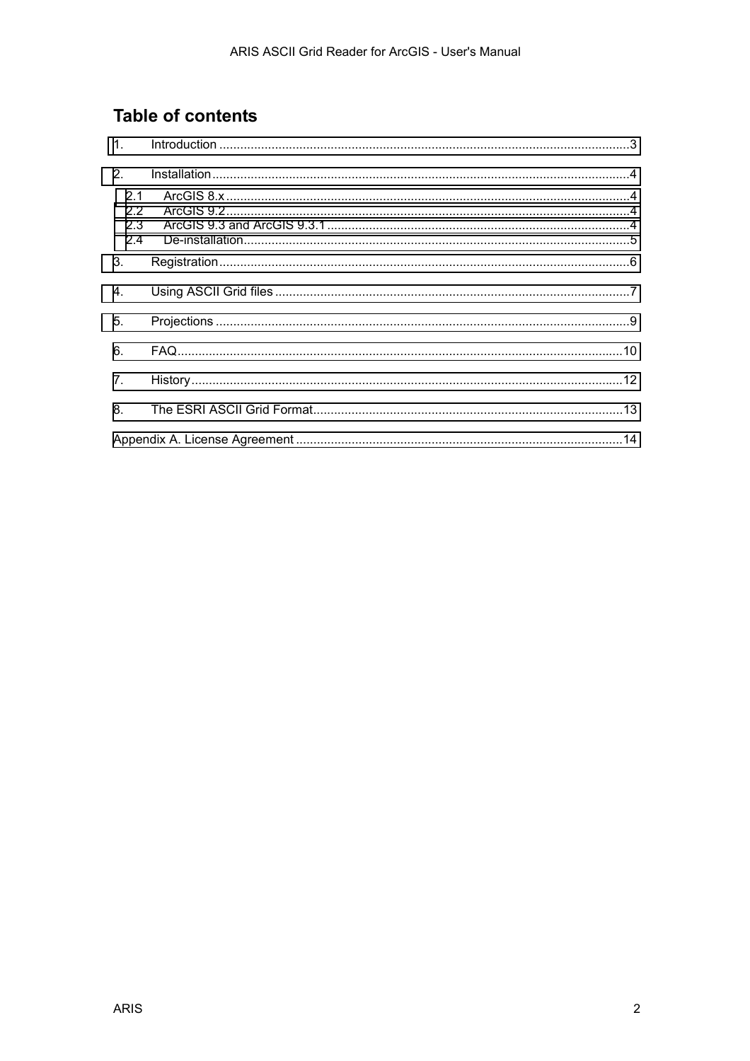# Table of contents

1. Introduction .....3

2. Installation .....4

   2.1 ArcGIS 8.x .....4

   2.2 ArcGIS 9.2 .....4

   2.3 ArcGIS 9.3 and ArcGIS 9.3.1 .....4

   2.4 De-installation .....5

3. Registration .....6

4. Using ASCII Grid files .....7

5. Projections .....9

6. FAQ .....10

7. History .....12

8. The ESRI ASCII Grid Format .....13

Appendix A. License Agreement .....14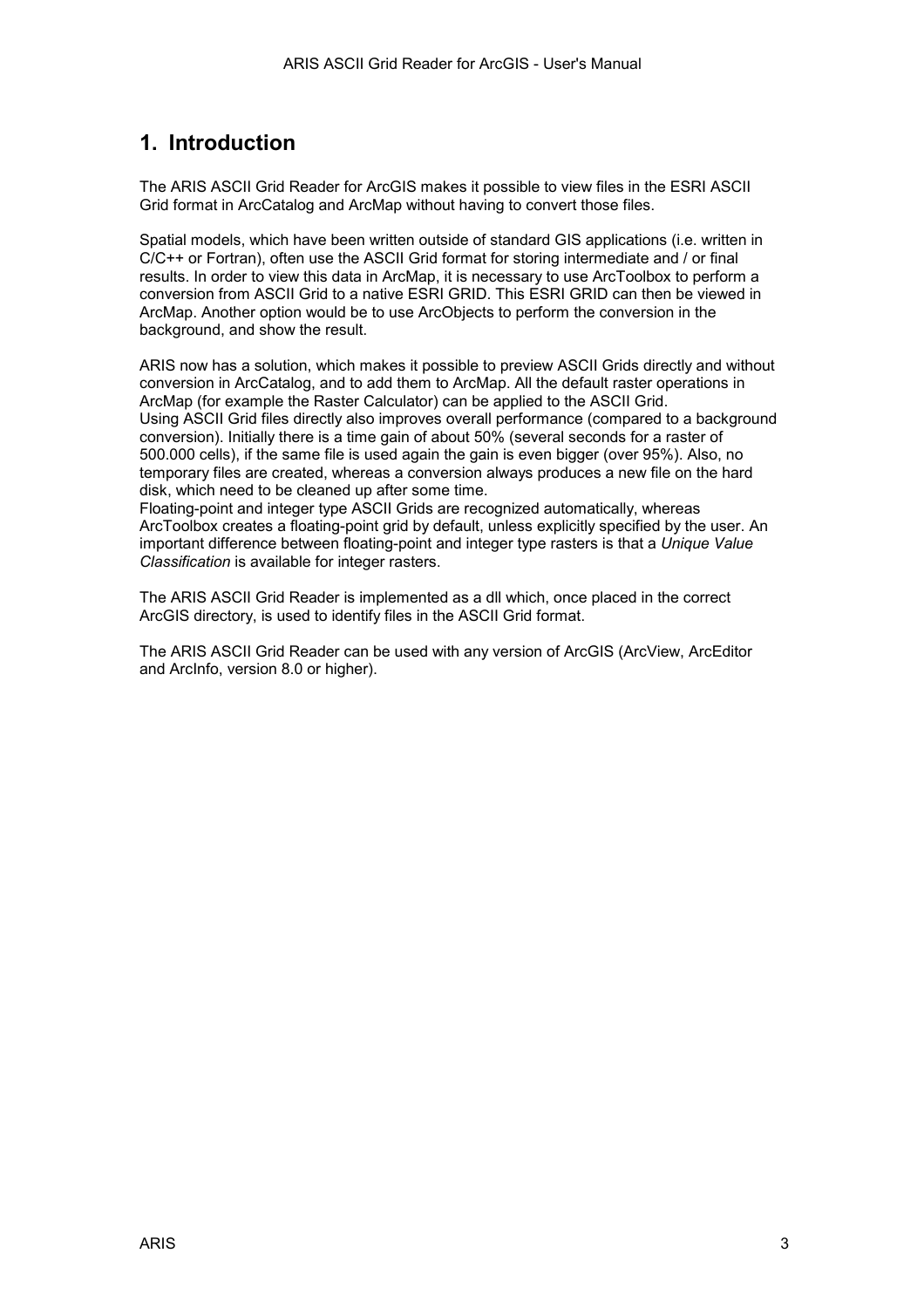# 1. Introduction

The ARIS ASCII Grid Reader for ArcGIS makes it possible to view files in the ESRI ASCII Grid format in ArcCatalog and ArcMap without having to convert those files.

Spatial models, which have been written outside of standard GIS applications (i.e. written in C/C++ or Fortran), often use the ASCII Grid format for storing intermediate and / or final results. In order to view this data in ArcMap, it is necessary to use ArcToolbox to perform a conversion from ASCII Grid to a native ESRI GRID. This ESRI GRID can then be viewed in ArcMap. Another option would be to use ArcObjects to perform the conversion in the background, and show the result.

ARIS now has a solution, which makes it possible to preview ASCII Grids directly and without conversion in ArcCatalog, and to add them to ArcMap. All the default raster operations in ArcMap (for example the Raster Calculator) can be applied to the ASCII Grid.
Using ASCII Grid files directly also improves overall performance (compared to a background conversion). Initially there is a time gain of about 50% (several seconds for a raster of 500.000 cells), if the same file is used again the gain is even bigger (over 95%). Also, no temporary files are created, whereas a conversion always produces a new file on the hard disk, which need to be cleaned up after some time.
Floating-point and integer type ASCII Grids are recognized automatically, whereas ArcToolbox creates a floating-point grid by default, unless explicitly specified by the user. An important difference between floating-point and integer type rasters is that a *Unique Value Classification* is available for integer rasters.

The ARIS ASCII Grid Reader is implemented as a dll which, once placed in the correct ArcGIS directory, is used to identify files in the ASCII Grid format.

The ARIS ASCII Grid Reader can be used with any version of ArcGIS (ArcView, ArcEditor and ArcInfo, version 8.0 or higher).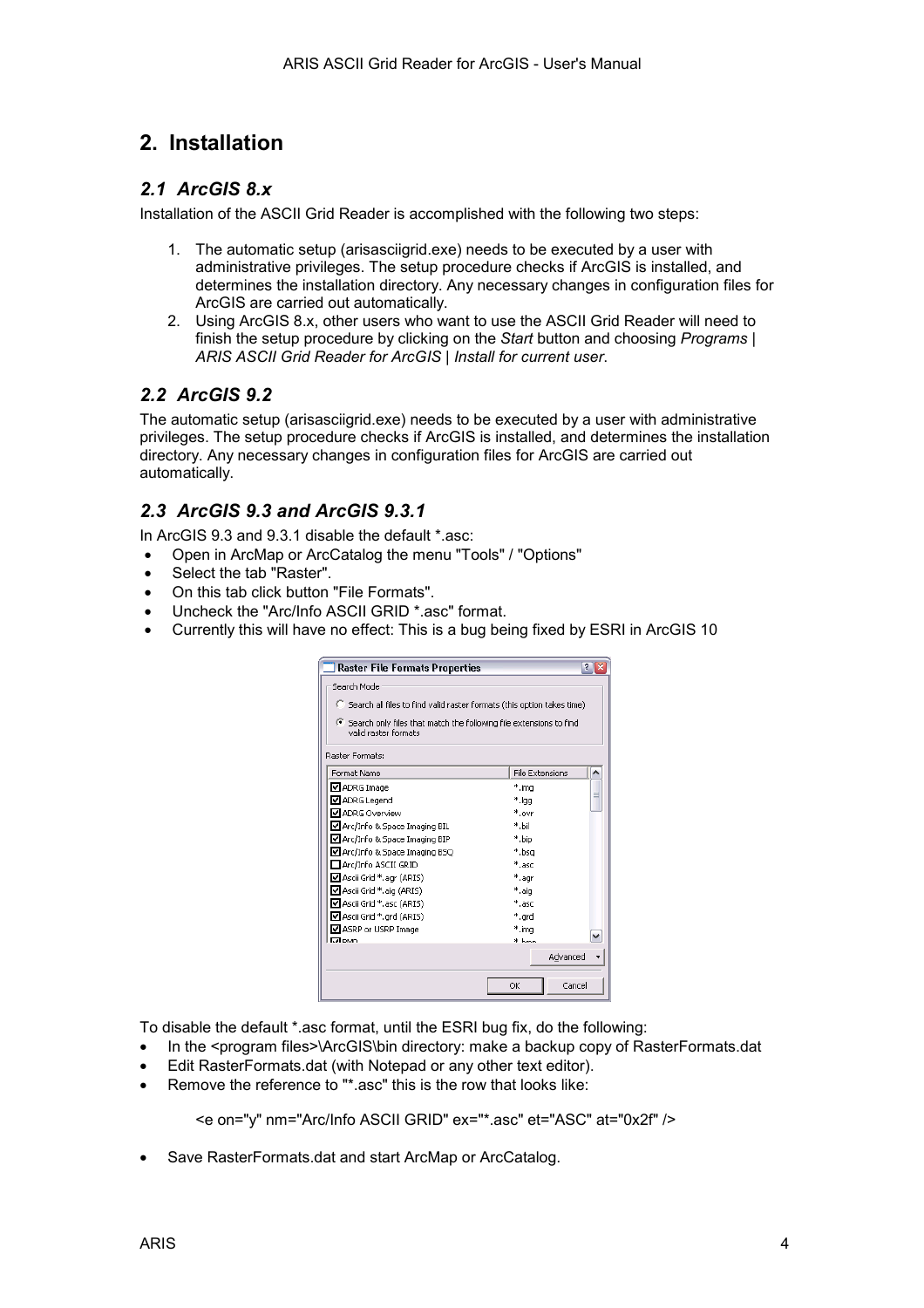# 2. Installation

## 2.1 ArcGIS 8.x

Installation of the ASCII Grid Reader is accomplished with the following two steps:

1. The automatic setup (arisasciigrid.exe) needs to be executed by a user with administrative privileges. The setup procedure checks if ArcGIS is installed, and determines the installation directory. Any necessary changes in configuration files for ArcGIS are carried out automatically.
2. Using ArcGIS 8.x, other users who want to use the ASCII Grid Reader will need to finish the setup procedure by clicking on the *Start* button and choosing *Programs | ARIS ASCII Grid Reader for ArcGIS | Install for current user*.

## 2.2 ArcGIS 9.2

The automatic setup (arisasciigrid.exe) needs to be executed by a user with administrative privileges. The setup procedure checks if ArcGIS is installed, and determines the installation directory. Any necessary changes in configuration files for ArcGIS are carried out automatically.

## 2.3 ArcGIS 9.3 and ArcGIS 9.3.1

In ArcGIS 9.3 and 9.3.1 disable the default *.asc:

- Open in ArcMap or ArcCatalog the menu "Tools" / "Options"
- Select the tab "Raster".
- On this tab click button "File Formats".
- Uncheck the "Arc/Info ASCII GRID *.asc" format.
- Currently this will have no effect: This is a bug being fixed by ESRI in ArcGIS 10

To disable the default *.asc format, until the ESRI bug fix, do the following:

- In the <program files>\ArcGIS\bin directory: make a backup copy of RasterFormats.dat
- Edit RasterFormats.dat (with Notepad or any other text editor).
- Remove the reference to "*.asc" this is the row that looks like:

```
<e on="y" nm="Arc/Info ASCII GRID" ex="*.asc" et="ASC" at="0x2f" />
```

- Save RasterFormats.dat and start ArcMap or ArcCatalog.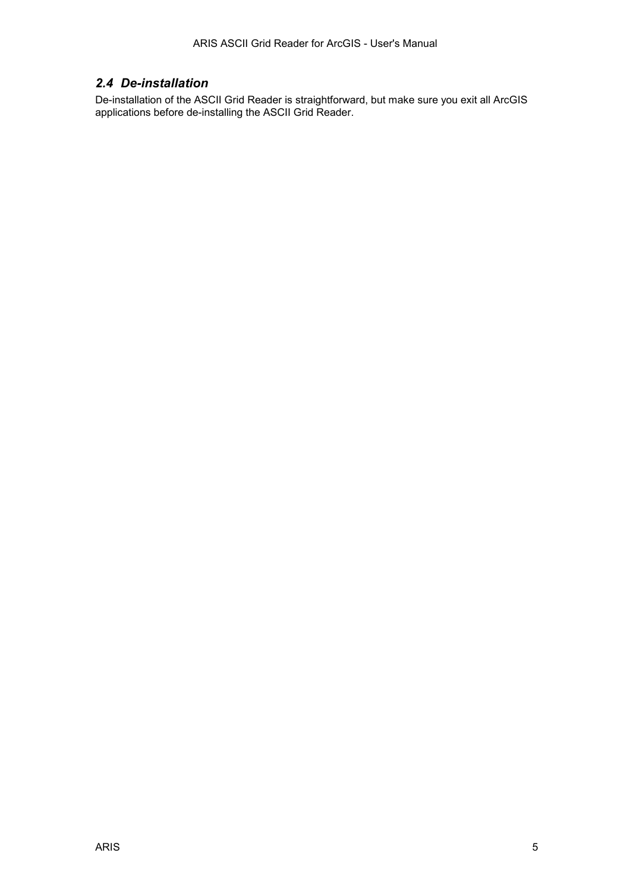## *2.4 De-installation*

De-installation of the ASCII Grid Reader is straightforward, but make sure you exit all ArcGIS applications before de-installing the ASCII Grid Reader.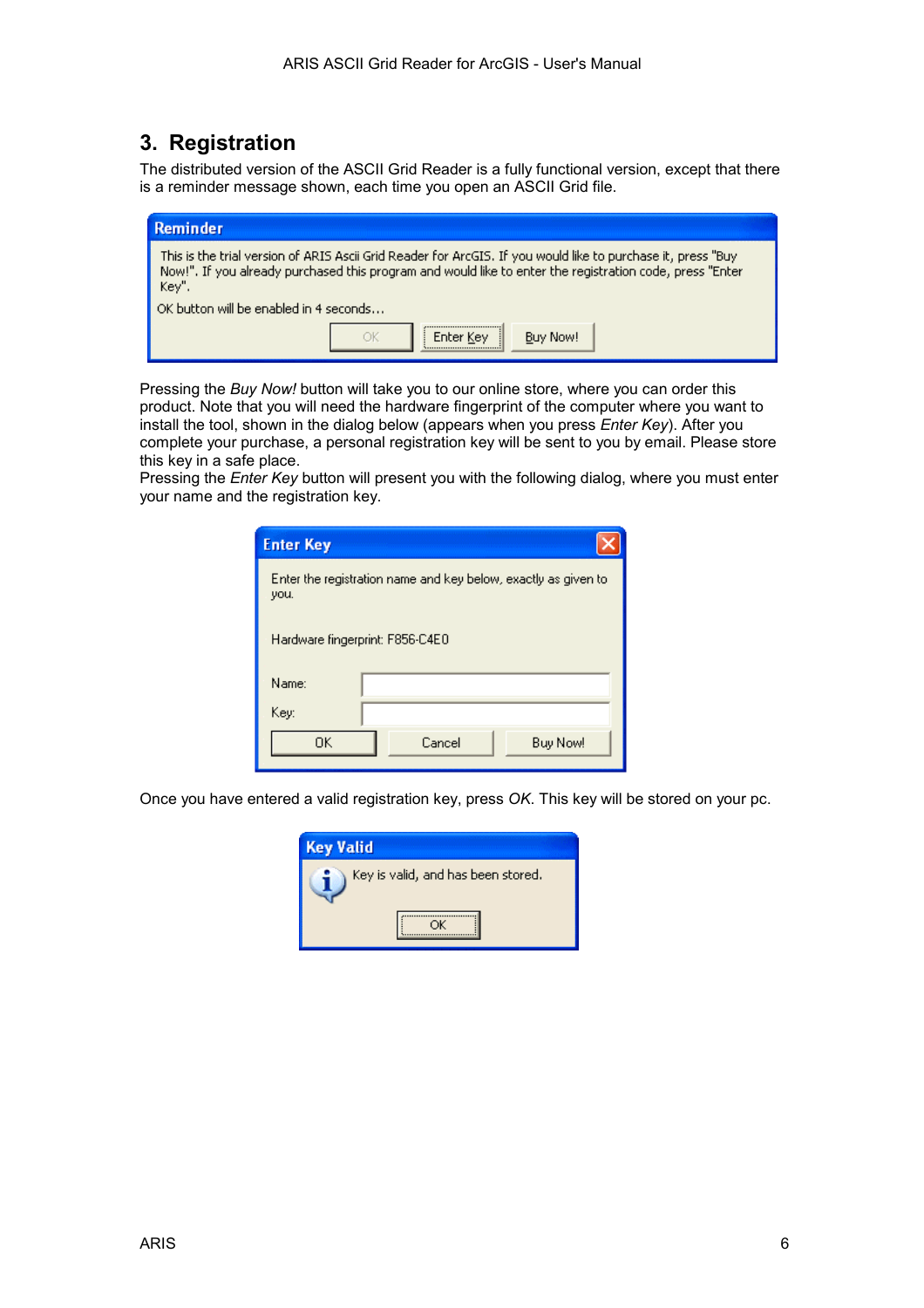# 3. Registration

The distributed version of the ASCII Grid Reader is a fully functional version, except that there is a reminder message shown, each time you open an ASCII Grid file.

Pressing the *Buy Now!* button will take you to our online store, where you can order this product. Note that you will need the hardware fingerprint of the computer where you want to install the tool, shown in the dialog below (appears when you press *Enter Key*). After you complete your purchase, a personal registration key will be sent to you by email. Please store this key in a safe place.
Pressing the *Enter Key* button will present you with the following dialog, where you must enter your name and the registration key.

Once you have entered a valid registration key, press *OK*. This key will be stored on your pc.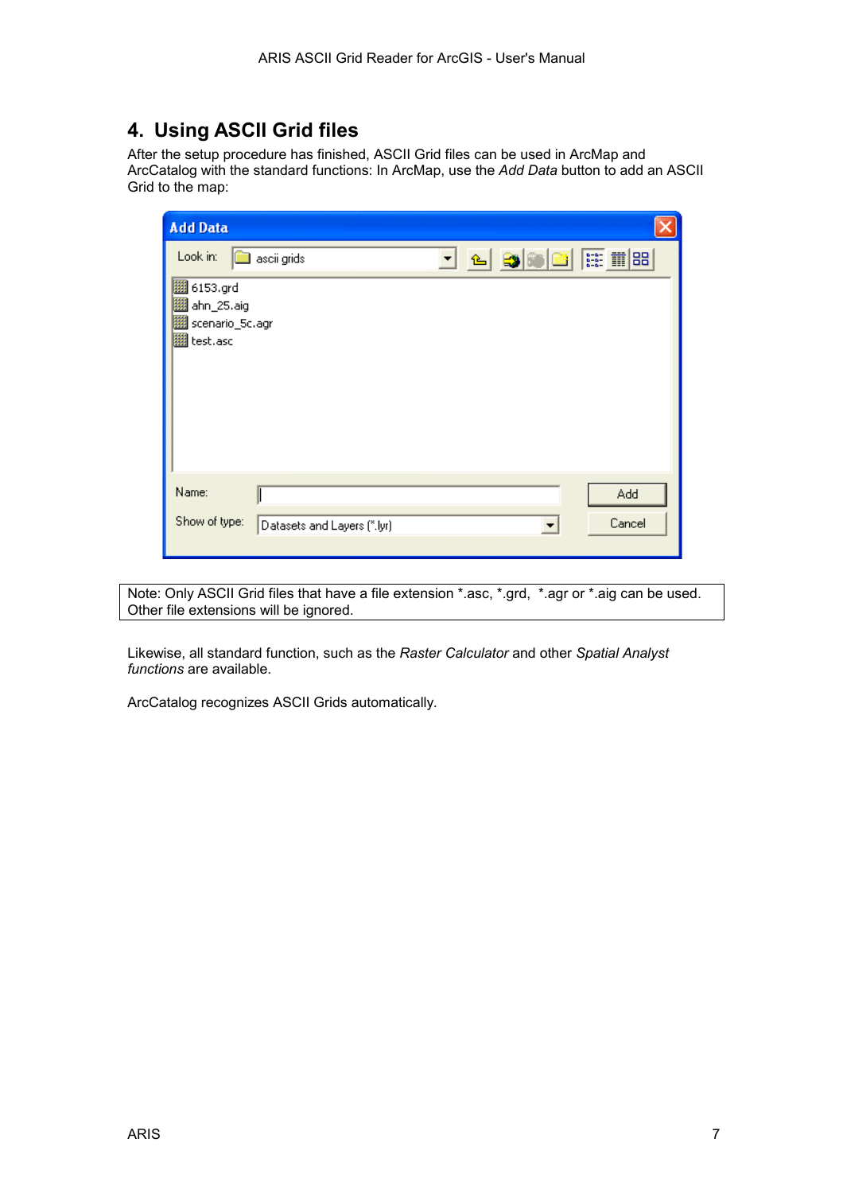# 4. Using ASCII Grid files

After the setup procedure has finished, ASCII Grid files can be used in ArcMap and ArcCatalog with the standard functions: In ArcMap, use the *Add Data* button to add an ASCII Grid to the map:

Note: Only ASCII Grid files that have a file extension *.asc, *.grd, *.agr or *.aig can be used. Other file extensions will be ignored.

Likewise, all standard function, such as the *Raster Calculator* and other *Spatial Analyst functions* are available.

ArcCatalog recognizes ASCII Grids automatically.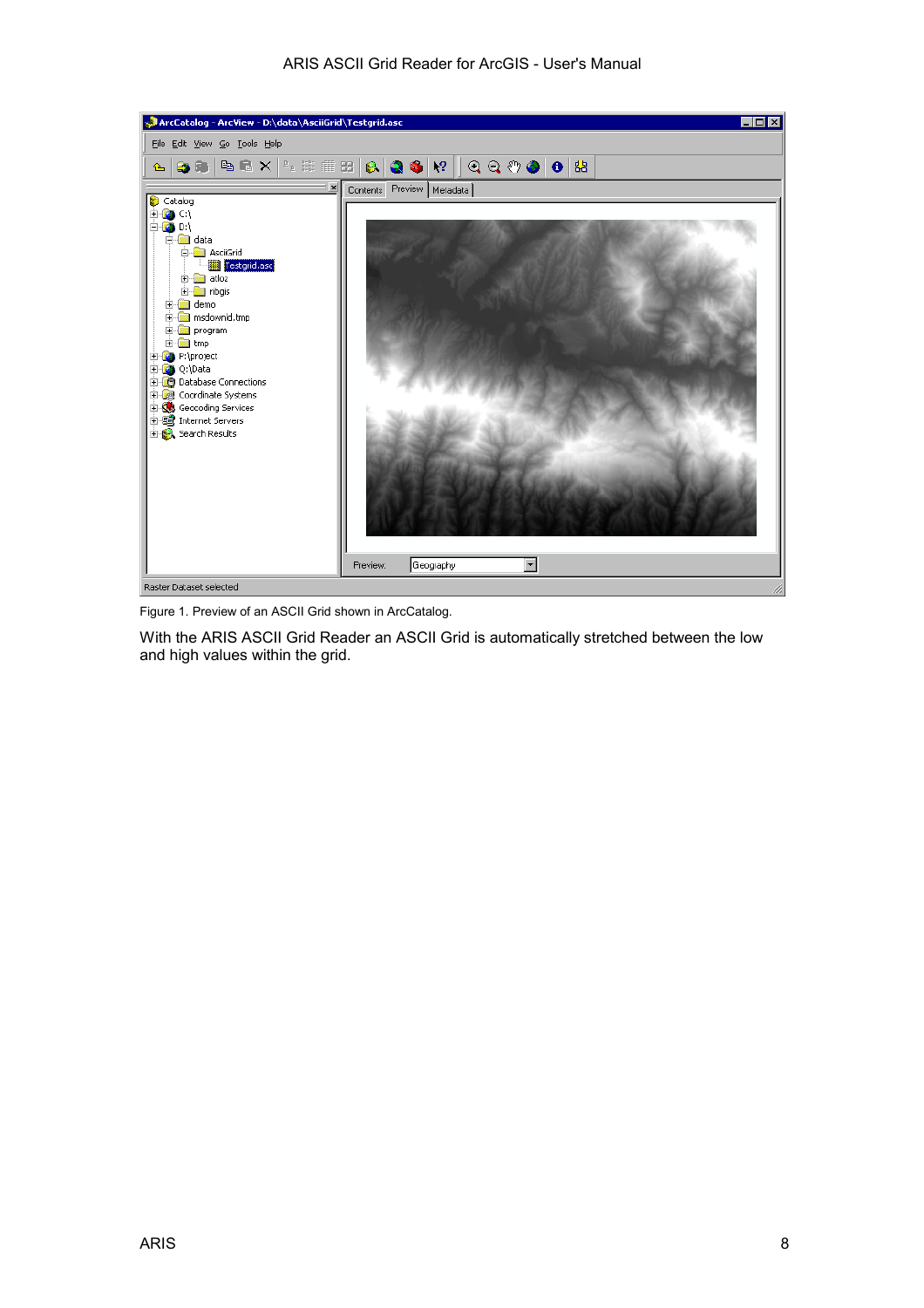Figure 1. Preview of an ASCII Grid shown in ArcCatalog.

With the ARIS ASCII Grid Reader an ASCII Grid is automatically stretched between the low and high values within the grid.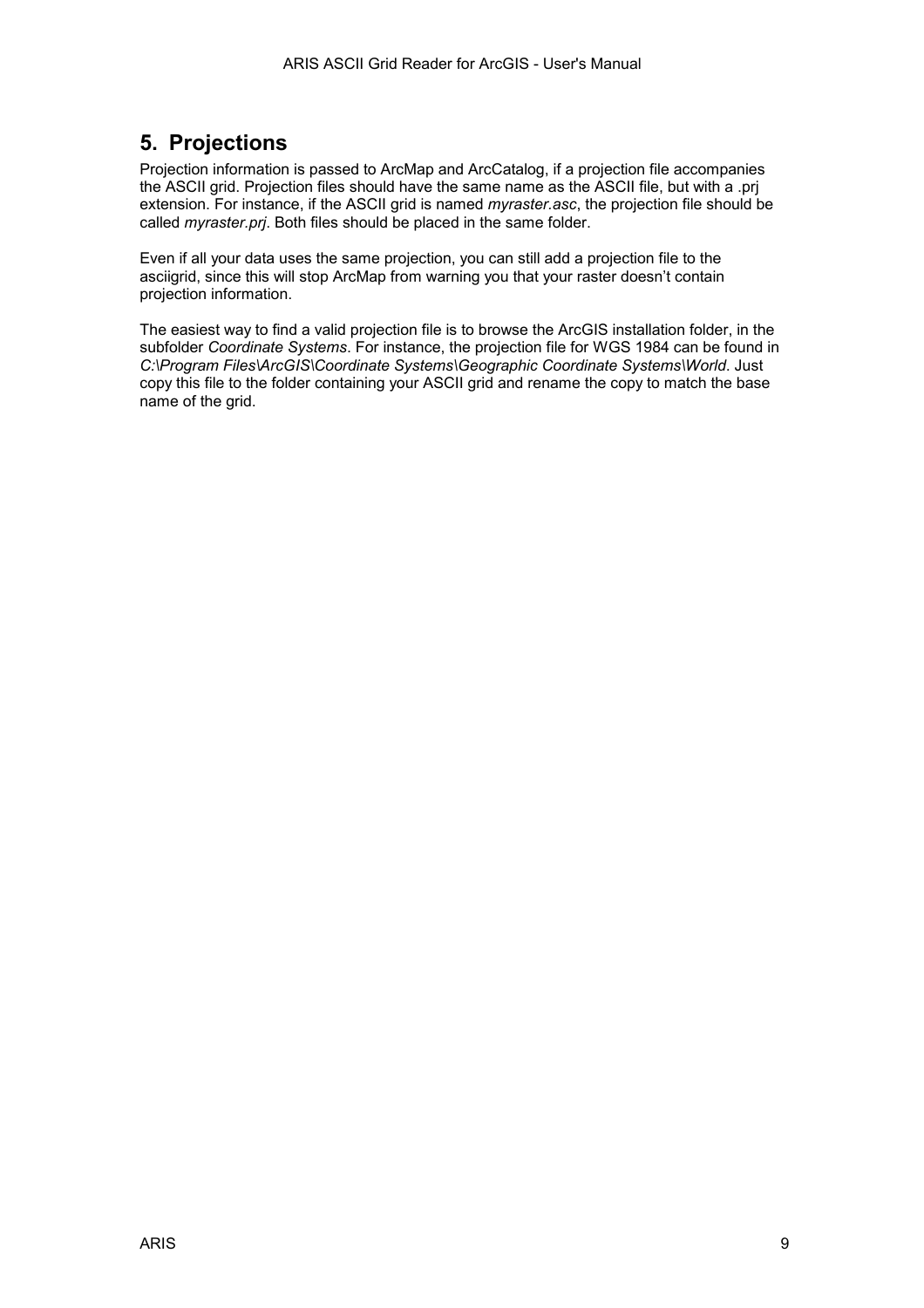## 5. Projections

Projection information is passed to ArcMap and ArcCatalog, if a projection file accompanies the ASCII grid. Projection files should have the same name as the ASCII file, but with a .prj extension. For instance, if the ASCII grid is named *myraster.asc*, the projection file should be called *myraster.prj*. Both files should be placed in the same folder.

Even if all your data uses the same projection, you can still add a projection file to the asciigrid, since this will stop ArcMap from warning you that your raster doesn't contain projection information.

The easiest way to find a valid projection file is to browse the ArcGIS installation folder, in the subfolder *Coordinate Systems*. For instance, the projection file for WGS 1984 can be found in *C:\Program Files\ArcGIS\Coordinate Systems\Geographic Coordinate Systems\World*. Just copy this file to the folder containing your ASCII grid and rename the copy to match the base name of the grid.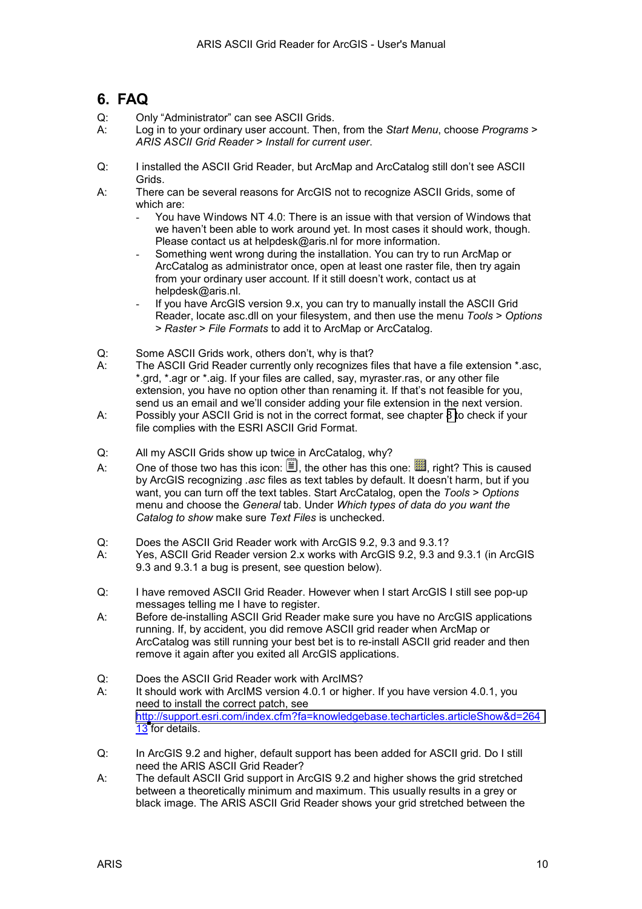# 6. FAQ

Q: Only "Administrator" can see ASCII Grids.
A: Log in to your ordinary user account. Then, from the *Start Menu*, choose *Programs > ARIS ASCII Grid Reader > Install for current user*.

Q: I installed the ASCII Grid Reader, but ArcMap and ArcCatalog still don't see ASCII Grids.
A: There can be several reasons for ArcGIS not to recognize ASCII Grids, some of which are:

- You have Windows NT 4.0: There is an issue with that version of Windows that we haven't been able to work around yet. In most cases it should work, though. Please contact us at helpdesk@aris.nl for more information.
- Something went wrong during the installation. You can try to run ArcMap or ArcCatalog as administrator once, open at least one raster file, then try again from your ordinary user account. If it still doesn't work, contact us at helpdesk@aris.nl.
- If you have ArcGIS version 9.x, you can try to manually install the ASCII Grid Reader, locate asc.dll on your filesystem, and then use the menu *Tools > Options > Raster > File Formats* to add it to ArcMap or ArcCatalog.

Q: Some ASCII Grids work, others don't, why is that?
A: The ASCII Grid Reader currently only recognizes files that have a file extension *.asc, *.grd, *.agr or *.aig. If your files are called, say, myraster.ras, or any other file extension, you have no option other than renaming it. If that's not feasible for you, send us an email and we'll consider adding your file extension in the next version.
A: Possibly your ASCII Grid is not in the correct format, see chapter 8 to check if your file complies with the ESRI ASCII Grid Format.

Q: All my ASCII Grids show up twice in ArcCatalog, why?
A: One of those two has this icon: , the other has this one: , right? This is caused by ArcGIS recognizing *.asc* files as text tables by default. It doesn't harm, but if you want, you can turn off the text tables. Start ArcCatalog, open the *Tools > Options* menu and choose the *General* tab. Under *Which types of data do you want the Catalog to show* make sure *Text Files* is unchecked.

Q: Does the ASCII Grid Reader work with ArcGIS 9.2, 9.3 and 9.3.1?
A: Yes, ASCII Grid Reader version 2.x works with ArcGIS 9.2, 9.3 and 9.3.1 (in ArcGIS 9.3 and 9.3.1 a bug is present, see question below).

Q: I have removed ASCII Grid Reader. However when I start ArcGIS I still see pop-up messages telling me I have to register.
A: Before de-installing ASCII Grid Reader make sure you have no ArcGIS applications running. If, by accident, you did remove ASCII grid reader when ArcMap or ArcCatalog was still running your best bet is to re-install ASCII grid reader and then remove it again after you exited all ArcGIS applications.

Q: Does the ASCII Grid Reader work with ArcIMS?
A: It should work with ArcIMS version 4.0.1 or higher. If you have version 4.0.1, you need to install the correct patch, see http://support.esri.com/index.cfm?fa=knowledgebase.techarticles.articleShow&d=26413 for details.

Q: In ArcGIS 9.2 and higher, default support has been added for ASCII grid. Do I still need the ARIS ASCII Grid Reader?
A: The default ASCII Grid support in ArcGIS 9.2 and higher shows the grid stretched between a theoretically minimum and maximum. This usually results in a grey or black image. The ARIS ASCII Grid Reader shows your grid stretched between the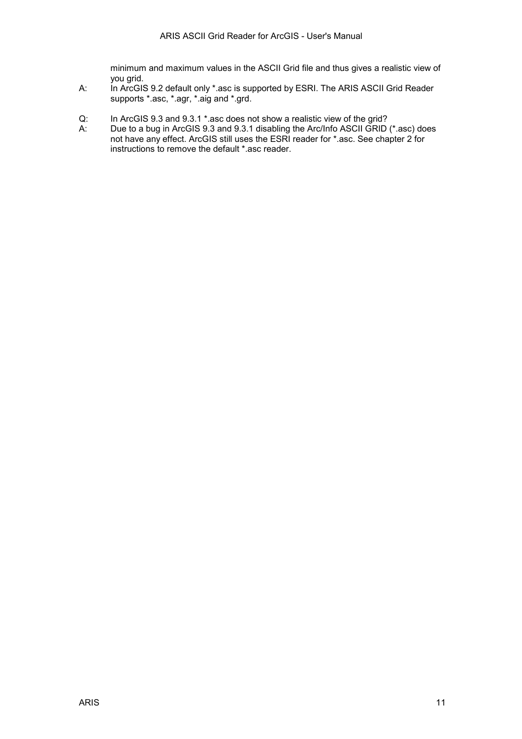minimum and maximum values in the ASCII Grid file and thus gives a realistic view of you grid.

A: In ArcGIS 9.2 default only *.asc is supported by ESRI. The ARIS ASCII Grid Reader supports *.asc, *.agr, *.aig and *.grd.

Q: In ArcGIS 9.3 and 9.3.1 *.asc does not show a realistic view of the grid?

A: Due to a bug in ArcGIS 9.3 and 9.3.1 disabling the Arc/Info ASCII GRID (*.asc) does not have any effect. ArcGIS still uses the ESRI reader for *.asc. See chapter 2 for instructions to remove the default *.asc reader.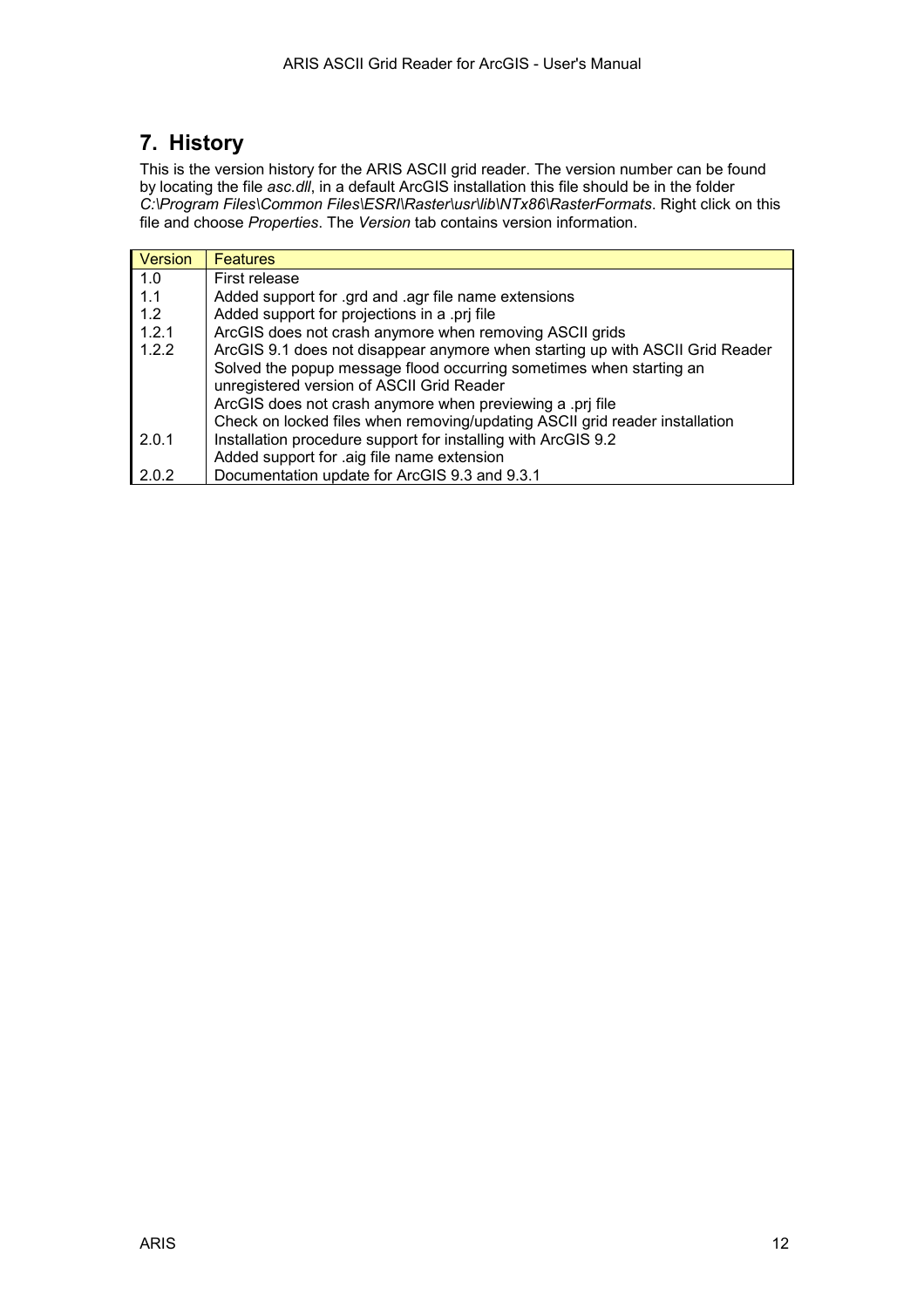# 7. History

This is the version history for the ARIS ASCII grid reader. The version number can be found by locating the file *asc.dll*, in a default ArcGIS installation this file should be in the folder *C:\Program Files\Common Files\ESRI\Raster\usr\lib\NTx86\RasterFormats*. Right click on this file and choose *Properties*. The *Version* tab contains version information.

| Version | Features |
|---|---|
| 1.0 | First release |
| 1.1 | Added support for .grd and .agr file name extensions |
| 1.2 | Added support for projections in a .prj file |
| 1.2.1 | ArcGIS does not crash anymore when removing ASCII grids |
| 1.2.2 | ArcGIS 9.1 does not disappear anymore when starting up with ASCII Grid Reader<br>Solved the popup message flood occurring sometimes when starting an unregistered version of ASCII Grid Reader<br>ArcGIS does not crash anymore when previewing a .prj file<br>Check on locked files when removing/updating ASCII grid reader installation |
| 2.0.1 | Installation procedure support for installing with ArcGIS 9.2<br>Added support for .aig file name extension |
| 2.0.2 | Documentation update for ArcGIS 9.3 and 9.3.1 |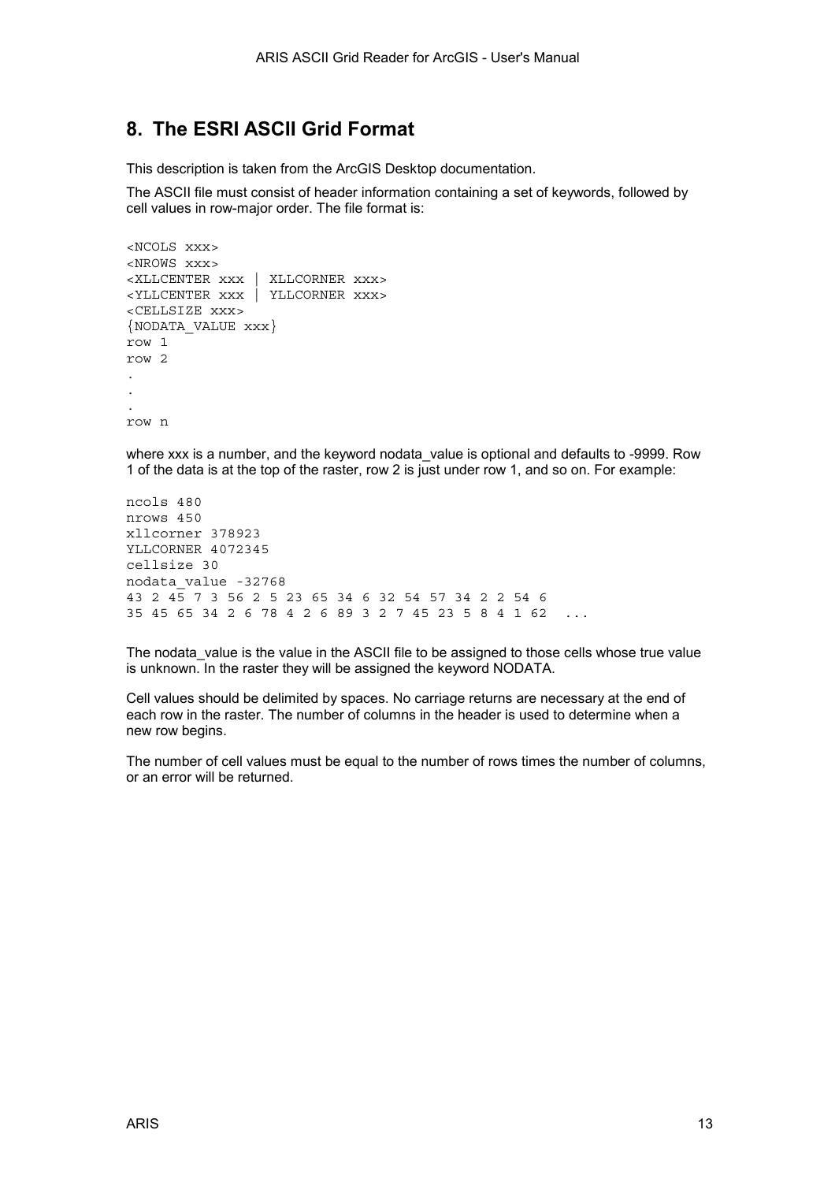## 8. The ESRI ASCII Grid Format

This description is taken from the ArcGIS Desktop documentation.

The ASCII file must consist of header information containing a set of keywords, followed by cell values in row-major order. The file format is:

```
<NCOLS xxx>
<NROWS xxx>
<XLLCENTER xxx | XLLCORNER xxx>
<YLLCENTER xxx | YLLCORNER xxx>
<CELLSIZE xxx>
{NODATA_VALUE xxx}
row 1
row 2
.
.
.
row n
```

where xxx is a number, and the keyword nodata_value is optional and defaults to -9999. Row 1 of the data is at the top of the raster, row 2 is just under row 1, and so on. For example:

```
ncols 480
nrows 450
xllcorner 378923
YLLCORNER 4072345
cellsize 30
nodata_value -32768
43 2 45 7 3 56 2 5 23 65 34 6 32 54 57 34 2 2 54 6
35 45 65 34 2 6 78 4 2 6 89 3 2 7 45 23 5 8 4 1 62  ...
```

The nodata_value is the value in the ASCII file to be assigned to those cells whose true value is unknown. In the raster they will be assigned the keyword NODATA.

Cell values should be delimited by spaces. No carriage returns are necessary at the end of each row in the raster. The number of columns in the header is used to determine when a new row begins.

The number of cell values must be equal to the number of rows times the number of columns, or an error will be returned.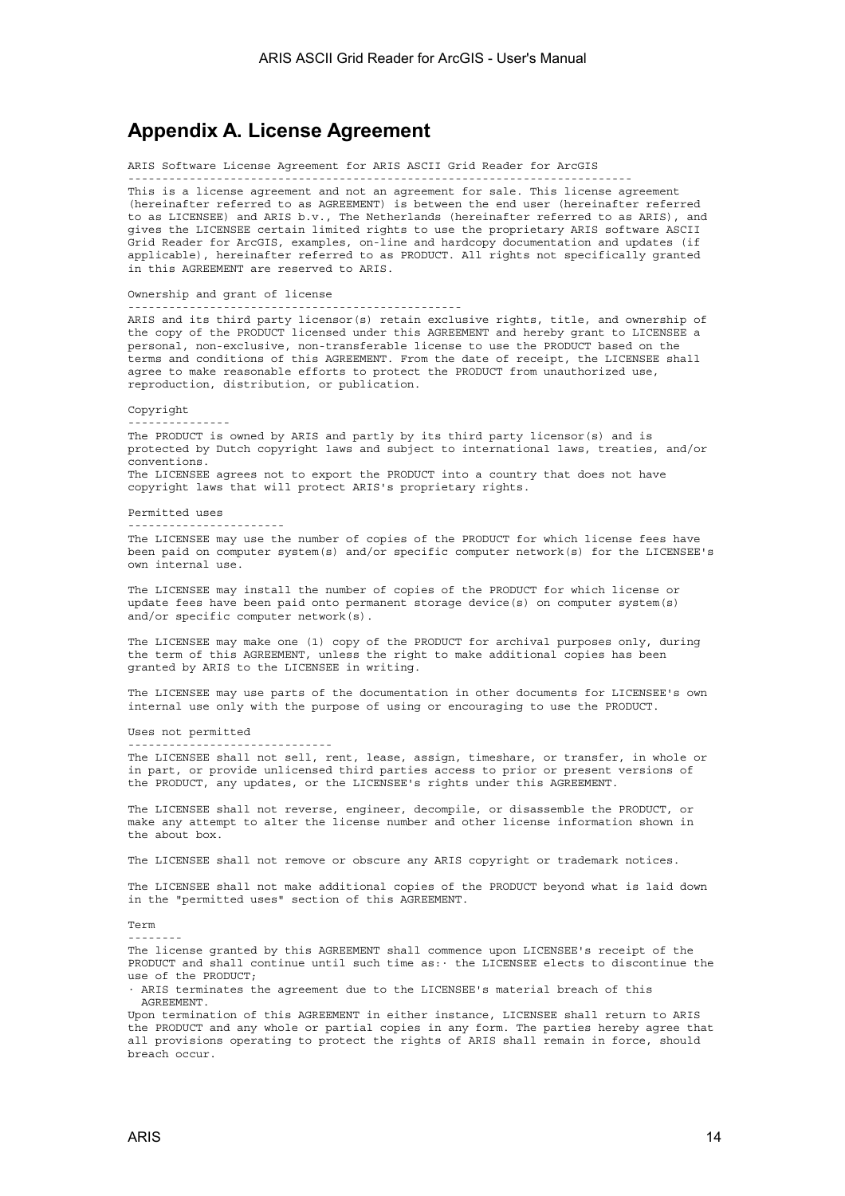# Appendix A. License Agreement

ARIS Software License Agreement for ARIS ASCII Grid Reader for ArcGIS

This is a license agreement and not an agreement for sale. This license agreement (hereinafter referred to as AGREEMENT) is between the end user (hereinafter referred to as LICENSEE) and ARIS b.v., The Netherlands (hereinafter referred to as ARIS), and gives the LICENSEE certain limited rights to use the proprietary ARIS software ASCII Grid Reader for ArcGIS, examples, on-line and hardcopy documentation and updates (if applicable), hereinafter referred to as PRODUCT. All rights not specifically granted in this AGREEMENT are reserved to ARIS.

## Ownership and grant of license

ARIS and its third party licensor(s) retain exclusive rights, title, and ownership of the copy of the PRODUCT licensed under this AGREEMENT and hereby grant to LICENSEE a personal, non-exclusive, non-transferable license to use the PRODUCT based on the terms and conditions of this AGREEMENT. From the date of receipt, the LICENSEE shall agree to make reasonable efforts to protect the PRODUCT from unauthorized use, reproduction, distribution, or publication.

## Copyright

The PRODUCT is owned by ARIS and partly by its third party licensor(s) and is protected by Dutch copyright laws and subject to international laws, treaties, and/or conventions.
The LICENSEE agrees not to export the PRODUCT into a country that does not have copyright laws that will protect ARIS's proprietary rights.

## Permitted uses

The LICENSEE may use the number of copies of the PRODUCT for which license fees have been paid on computer system(s) and/or specific computer network(s) for the LICENSEE's own internal use.

The LICENSEE may install the number of copies of the PRODUCT for which license or update fees have been paid onto permanent storage device(s) on computer system(s) and/or specific computer network(s).

The LICENSEE may make one (1) copy of the PRODUCT for archival purposes only, during the term of this AGREEMENT, unless the right to make additional copies has been granted by ARIS to the LICENSEE in writing.

The LICENSEE may use parts of the documentation in other documents for LICENSEE's own internal use only with the purpose of using or encouraging to use the PRODUCT.

## Uses not permitted

The LICENSEE shall not sell, rent, lease, assign, timeshare, or transfer, in whole or in part, or provide unlicensed third parties access to prior or present versions of the PRODUCT, any updates, or the LICENSEE's rights under this AGREEMENT.

The LICENSEE shall not reverse, engineer, decompile, or disassemble the PRODUCT, or make any attempt to alter the license number and other license information shown in the about box.

The LICENSEE shall not remove or obscure any ARIS copyright or trademark notices.

The LICENSEE shall not make additional copies of the PRODUCT beyond what is laid down in the "permitted uses" section of this AGREEMENT.

## Term

The license granted by this AGREEMENT shall commence upon LICENSEE's receipt of the PRODUCT and shall continue until such time as:· the LICENSEE elects to discontinue the use of the PRODUCT;

- ARIS terminates the agreement due to the LICENSEE's material breach of this AGREEMENT.

Upon termination of this AGREEMENT in either instance, LICENSEE shall return to ARIS the PRODUCT and any whole or partial copies in any form. The parties hereby agree that all provisions operating to protect the rights of ARIS shall remain in force, should breach occur.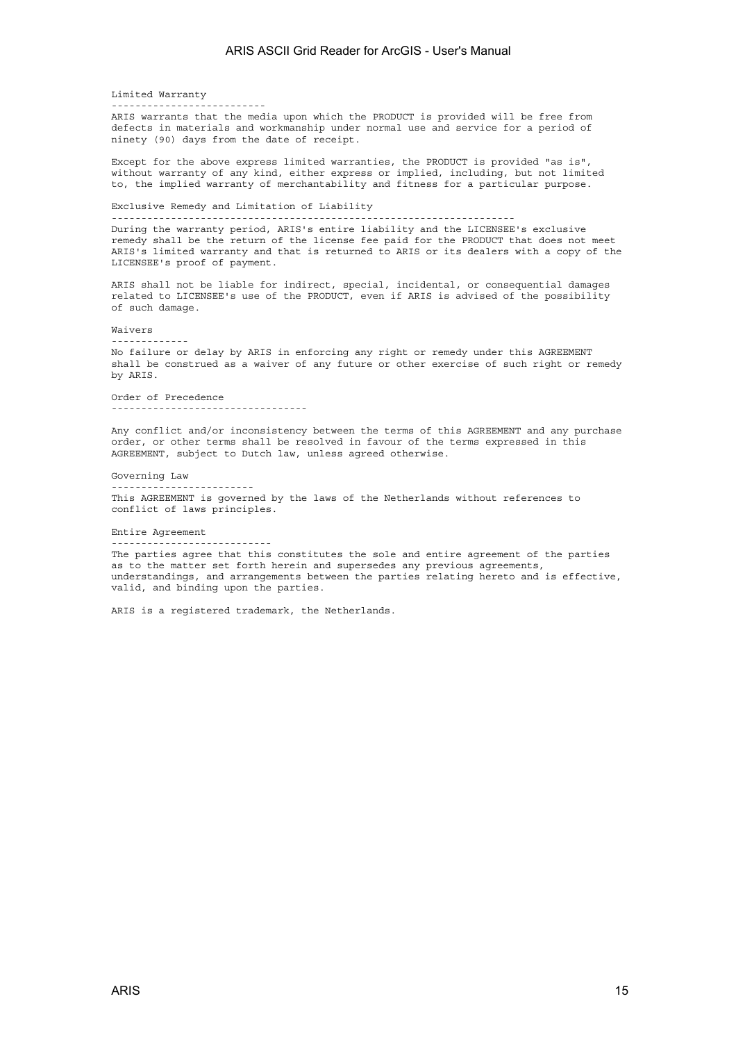### Limited Warranty

ARIS warrants that the media upon which the PRODUCT is provided will be free from defects in materials and workmanship under normal use and service for a period of ninety (90) days from the date of receipt.

Except for the above express limited warranties, the PRODUCT is provided "as is", without warranty of any kind, either express or implied, including, but not limited to, the implied warranty of merchantability and fitness for a particular purpose.

### Exclusive Remedy and Limitation of Liability

During the warranty period, ARIS's entire liability and the LICENSEE's exclusive remedy shall be the return of the license fee paid for the PRODUCT that does not meet ARIS's limited warranty and that is returned to ARIS or its dealers with a copy of the LICENSEE's proof of payment.

ARIS shall not be liable for indirect, special, incidental, or consequential damages related to LICENSEE's use of the PRODUCT, even if ARIS is advised of the possibility of such damage.

### Waivers

No failure or delay by ARIS in enforcing any right or remedy under this AGREEMENT shall be construed as a waiver of any future or other exercise of such right or remedy by ARIS.

### Order of Precedence

Any conflict and/or inconsistency between the terms of this AGREEMENT and any purchase order, or other terms shall be resolved in favour of the terms expressed in this AGREEMENT, subject to Dutch law, unless agreed otherwise.

### Governing Law

This AGREEMENT is governed by the laws of the Netherlands without references to conflict of laws principles.

### Entire Agreement

The parties agree that this constitutes the sole and entire agreement of the parties as to the matter set forth herein and supersedes any previous agreements, understandings, and arrangements between the parties relating hereto and is effective, valid, and binding upon the parties.

ARIS is a registered trademark, the Netherlands.